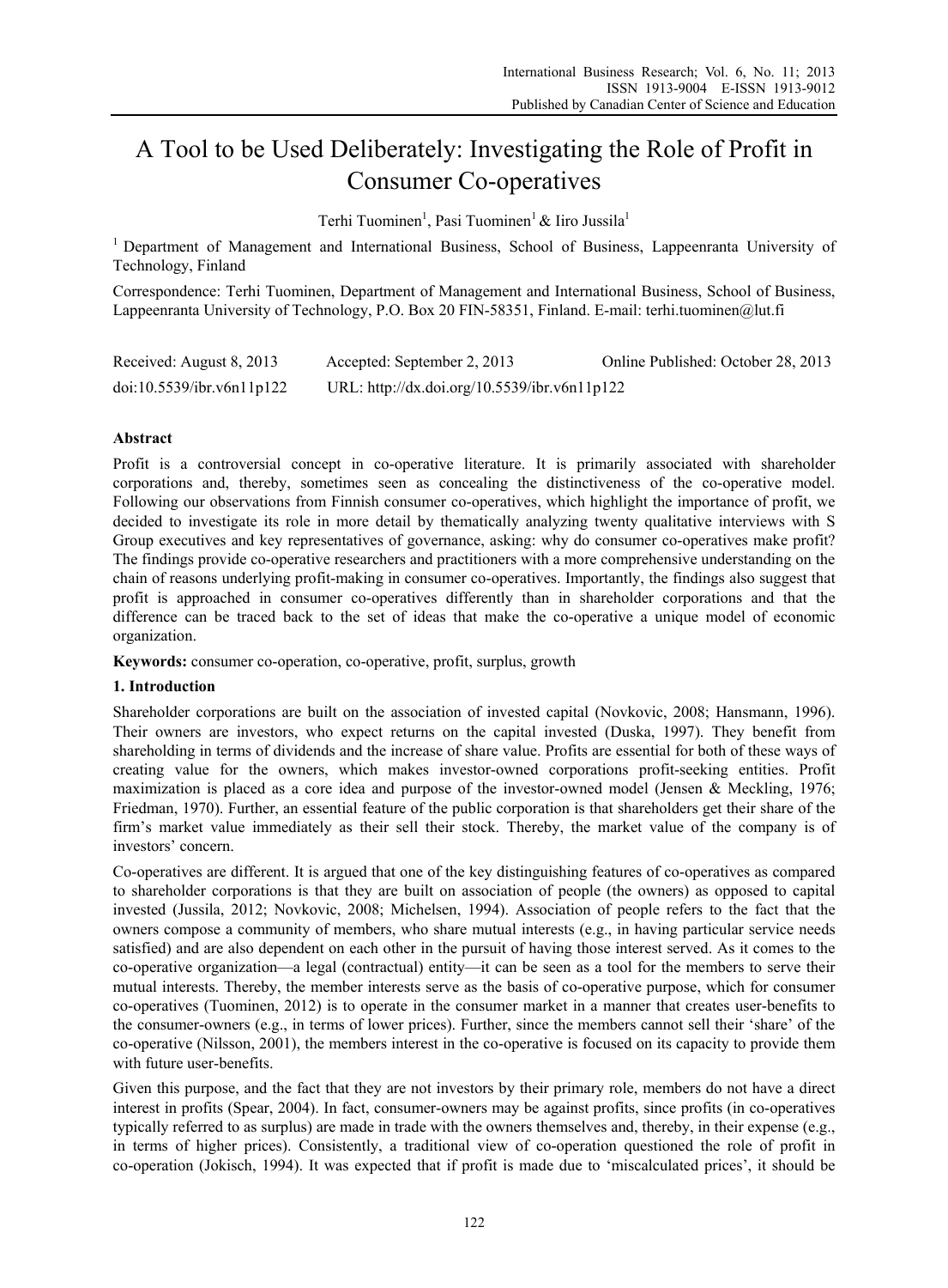# A Tool to be Used Deliberately: Investigating the Role of Profit in Consumer Co-operatives

Terhi Tuominen[1], Pasi Tuominen[1] & Iiro Jussila[1]

[1] Department of Management and International Business, School of Business, Lappeenranta University of Technology, Finland

Correspondence: Terhi Tuominen, Department of Management and International Business, School of Business, Lappeenranta University of Technology, P.O. Box 20 FIN-58351, Finland. E-mail: terhi.tuominen@lut.fi

Received: August 8, 2013  Accepted: September 2, 2013  Online Published: October 28, 2013

doi:10.5539/ibr.v6n11p122  URL: http://dx.doi.org/10.5539/ibr.v6n11p122

## Abstract

Profit is a controversial concept in co-operative literature. It is primarily associated with shareholder corporations and, thereby, sometimes seen as concealing the distinctiveness of the co-operative model. Following our observations from Finnish consumer co-operatives, which highlight the importance of profit, we decided to investigate its role in more detail by thematically analyzing twenty qualitative interviews with S Group executives and key representatives of governance, asking: why do consumer co-operatives make profit? The findings provide co-operative researchers and practitioners with a more comprehensive understanding on the chain of reasons underlying profit-making in consumer co-operatives. Importantly, the findings also suggest that profit is approached in consumer co-operatives differently than in shareholder corporations and that the difference can be traced back to the set of ideas that make the co-operative a unique model of economic organization.

**Keywords:** consumer co-operation, co-operative, profit, surplus, growth

## 1. Introduction

Shareholder corporations are built on the association of invested capital (Novkovic, 2008; Hansmann, 1996). Their owners are investors, who expect returns on the capital invested (Duska, 1997). They benefit from shareholding in terms of dividends and the increase of share value. Profits are essential for both of these ways of creating value for the owners, which makes investor-owned corporations profit-seeking entities. Profit maximization is placed as a core idea and purpose of the investor-owned model (Jensen & Meckling, 1976; Friedman, 1970). Further, an essential feature of the public corporation is that shareholders get their share of the firm's market value immediately as their sell their stock. Thereby, the market value of the company is of investors' concern.

Co-operatives are different. It is argued that one of the key distinguishing features of co-operatives as compared to shareholder corporations is that they are built on association of people (the owners) as opposed to capital invested (Jussila, 2012; Novkovic, 2008; Michelsen, 1994). Association of people refers to the fact that the owners compose a community of members, who share mutual interests (e.g., in having particular service needs satisfied) and are also dependent on each other in the pursuit of having those interest served. As it comes to the co-operative organization—a legal (contractual) entity—it can be seen as a tool for the members to serve their mutual interests. Thereby, the member interests serve as the basis of co-operative purpose, which for consumer co-operatives (Tuominen, 2012) is to operate in the consumer market in a manner that creates user-benefits to the consumer-owners (e.g., in terms of lower prices). Further, since the members cannot sell their 'share' of the co-operative (Nilsson, 2001), the members interest in the co-operative is focused on its capacity to provide them with future user-benefits.

Given this purpose, and the fact that they are not investors by their primary role, members do not have a direct interest in profits (Spear, 2004). In fact, consumer-owners may be against profits, since profits (in co-operatives typically referred to as surplus) are made in trade with the owners themselves and, thereby, in their expense (e.g., in terms of higher prices). Consistently, a traditional view of co-operation questioned the role of profit in co-operation (Jokisch, 1994). It was expected that if profit is made due to 'miscalculated prices', it should be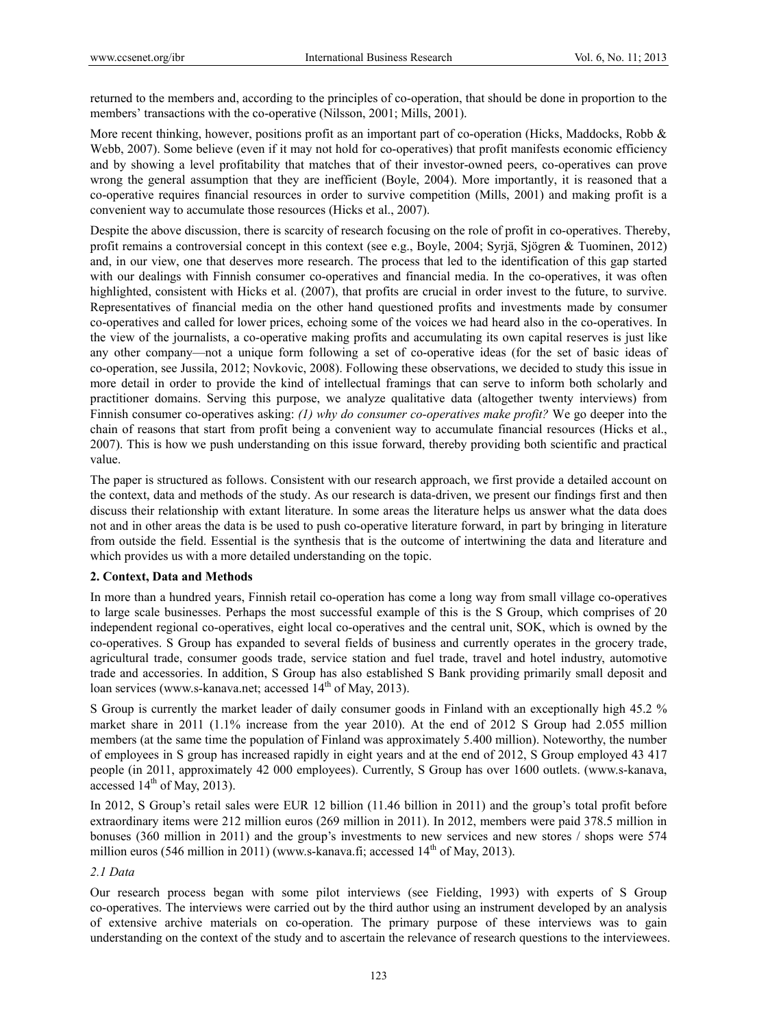returned to the members and, according to the principles of co-operation, that should be done in proportion to the members' transactions with the co-operative (Nilsson, 2001; Mills, 2001).

More recent thinking, however, positions profit as an important part of co-operation (Hicks, Maddocks, Robb & Webb, 2007). Some believe (even if it may not hold for co-operatives) that profit manifests economic efficiency and by showing a level profitability that matches that of their investor-owned peers, co-operatives can prove wrong the general assumption that they are inefficient (Boyle, 2004). More importantly, it is reasoned that a co-operative requires financial resources in order to survive competition (Mills, 2001) and making profit is a convenient way to accumulate those resources (Hicks et al., 2007).

Despite the above discussion, there is scarcity of research focusing on the role of profit in co-operatives. Thereby, profit remains a controversial concept in this context (see e.g., Boyle, 2004; Syrjä, Sjögren & Tuominen, 2012) and, in our view, one that deserves more research. The process that led to the identification of this gap started with our dealings with Finnish consumer co-operatives and financial media. In the co-operatives, it was often highlighted, consistent with Hicks et al. (2007), that profits are crucial in order invest to the future, to survive. Representatives of financial media on the other hand questioned profits and investments made by consumer co-operatives and called for lower prices, echoing some of the voices we had heard also in the co-operatives. In the view of the journalists, a co-operative making profits and accumulating its own capital reserves is just like any other company—not a unique form following a set of co-operative ideas (for the set of basic ideas of co-operation, see Jussila, 2012; Novkovic, 2008). Following these observations, we decided to study this issue in more detail in order to provide the kind of intellectual framings that can serve to inform both scholarly and practitioner domains. Serving this purpose, we analyze qualitative data (altogether twenty interviews) from Finnish consumer co-operatives asking: *(1) why do consumer co-operatives make profit?* We go deeper into the chain of reasons that start from profit being a convenient way to accumulate financial resources (Hicks et al., 2007). This is how we push understanding on this issue forward, thereby providing both scientific and practical value.

The paper is structured as follows. Consistent with our research approach, we first provide a detailed account on the context, data and methods of the study. As our research is data-driven, we present our findings first and then discuss their relationship with extant literature. In some areas the literature helps us answer what the data does not and in other areas the data is be used to push co-operative literature forward, in part by bringing in literature from outside the field. Essential is the synthesis that is the outcome of intertwining the data and literature and which provides us with a more detailed understanding on the topic.

## 2. Context, Data and Methods

In more than a hundred years, Finnish retail co-operation has come a long way from small village co-operatives to large scale businesses. Perhaps the most successful example of this is the S Group, which comprises of 20 independent regional co-operatives, eight local co-operatives and the central unit, SOK, which is owned by the co-operatives. S Group has expanded to several fields of business and currently operates in the grocery trade, agricultural trade, consumer goods trade, service station and fuel trade, travel and hotel industry, automotive trade and accessories. In addition, S Group has also established S Bank providing primarily small deposit and loan services (www.s-kanava.net; accessed 14th of May, 2013).

S Group is currently the market leader of daily consumer goods in Finland with an exceptionally high 45.2 % market share in 2011 (1.1% increase from the year 2010). At the end of 2012 S Group had 2.055 million members (at the same time the population of Finland was approximately 5.400 million). Noteworthy, the number of employees in S group has increased rapidly in eight years and at the end of 2012, S Group employed 43 417 people (in 2011, approximately 42 000 employees). Currently, S Group has over 1600 outlets. (www.s-kanava, accessed 14th of May, 2013).

In 2012, S Group's retail sales were EUR 12 billion (11.46 billion in 2011) and the group's total profit before extraordinary items were 212 million euros (269 million in 2011). In 2012, members were paid 378.5 million in bonuses (360 million in 2011) and the group's investments to new services and new stores / shops were 574 million euros (546 million in 2011) (www.s-kanava.fi; accessed 14th of May, 2013).

### *2.1 Data*

Our research process began with some pilot interviews (see Fielding, 1993) with experts of S Group co-operatives. The interviews were carried out by the third author using an instrument developed by an analysis of extensive archive materials on co-operation. The primary purpose of these interviews was to gain understanding on the context of the study and to ascertain the relevance of research questions to the interviewees.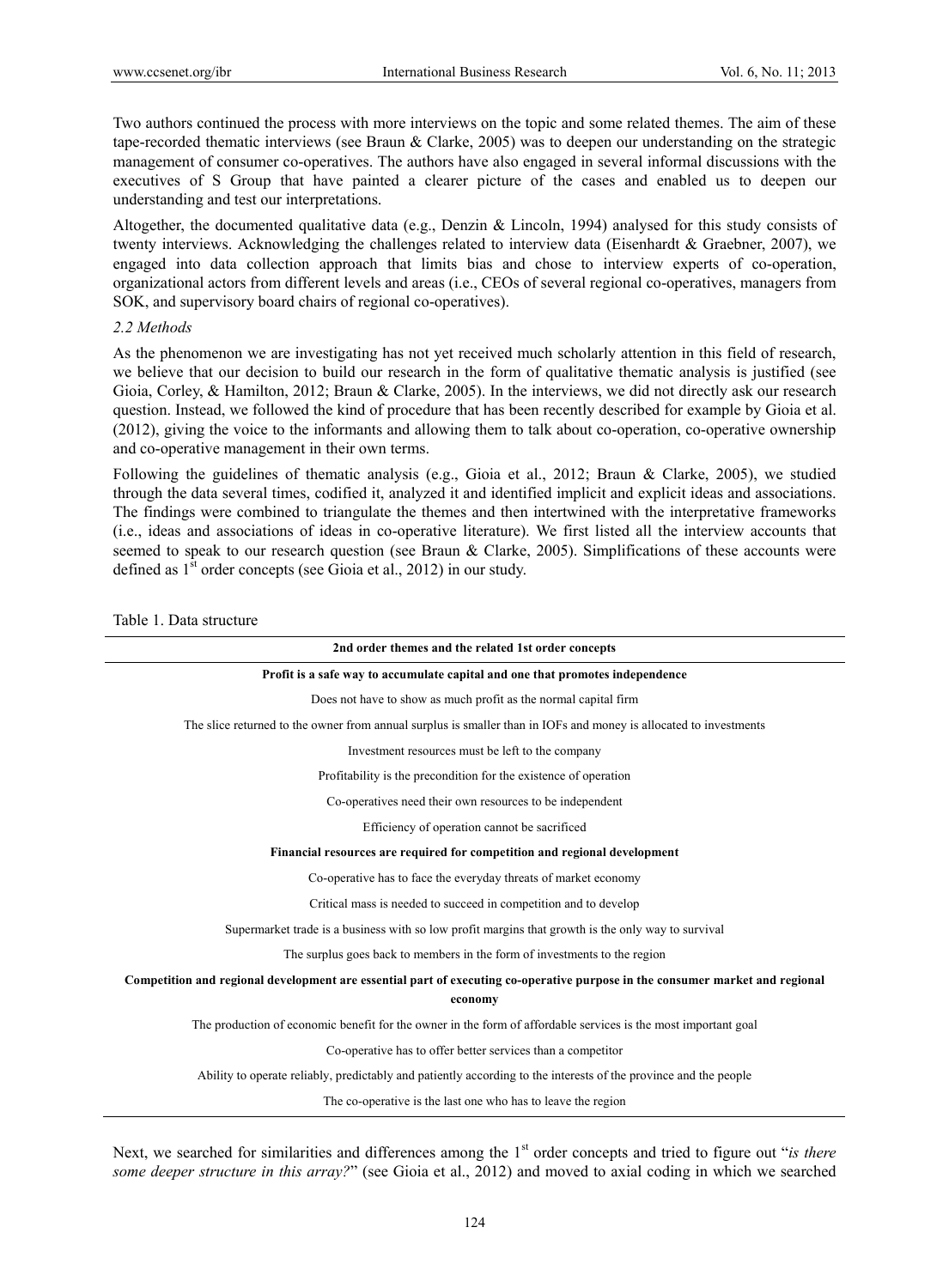Two authors continued the process with more interviews on the topic and some related themes. The aim of these tape-recorded thematic interviews (see Braun & Clarke, 2005) was to deepen our understanding on the strategic management of consumer co-operatives. The authors have also engaged in several informal discussions with the executives of S Group that have painted a clearer picture of the cases and enabled us to deepen our understanding and test our interpretations.

Altogether, the documented qualitative data (e.g., Denzin & Lincoln, 1994) analysed for this study consists of twenty interviews. Acknowledging the challenges related to interview data (Eisenhardt & Graebner, 2007), we engaged into data collection approach that limits bias and chose to interview experts of co-operation, organizational actors from different levels and areas (i.e., CEOs of several regional co-operatives, managers from SOK, and supervisory board chairs of regional co-operatives).

### *2.2 Methods*

As the phenomenon we are investigating has not yet received much scholarly attention in this field of research, we believe that our decision to build our research in the form of qualitative thematic analysis is justified (see Gioia, Corley, & Hamilton, 2012; Braun & Clarke, 2005). In the interviews, we did not directly ask our research question. Instead, we followed the kind of procedure that has been recently described for example by Gioia et al. (2012), giving the voice to the informants and allowing them to talk about co-operation, co-operative ownership and co-operative management in their own terms.

Following the guidelines of thematic analysis (e.g., Gioia et al., 2012; Braun & Clarke, 2005), we studied through the data several times, codified it, analyzed it and identified implicit and explicit ideas and associations. The findings were combined to triangulate the themes and then intertwined with the interpretative frameworks (i.e., ideas and associations of ideas in co-operative literature). We first listed all the interview accounts that seemed to speak to our research question (see Braun & Clarke, 2005). Simplifications of these accounts were defined as 1st order concepts (see Gioia et al., 2012) in our study.

Table 1. Data structure

| **2nd order themes and the related 1st order concepts** |
|---|
| **Profit is a safe way to accumulate capital and one that promotes independence** |
| Does not have to show as much profit as the normal capital firm |
| The slice returned to the owner from annual surplus is smaller than in IOFs and money is allocated to investments |
| Investment resources must be left to the company |
| Profitability is the precondition for the existence of operation |
| Co-operatives need their own resources to be independent |
| Efficiency of operation cannot be sacrificed |
| **Financial resources are required for competition and regional development** |
| Co-operative has to face the everyday threats of market economy |
| Critical mass is needed to succeed in competition and to develop |
| Supermarket trade is a business with so low profit margins that growth is the only way to survival |
| The surplus goes back to members in the form of investments to the region |
| **Competition and regional development are essential part of executing co-operative purpose in the consumer market and regional economy** |
| The production of economic benefit for the owner in the form of affordable services is the most important goal |
| Co-operative has to offer better services than a competitor |
| Ability to operate reliably, predictably and patiently according to the interests of the province and the people |
| The co-operative is the last one who has to leave the region |

Next, we searched for similarities and differences among the 1st order concepts and tried to figure out "*is there some deeper structure in this array?*" (see Gioia et al., 2012) and moved to axial coding in which we searched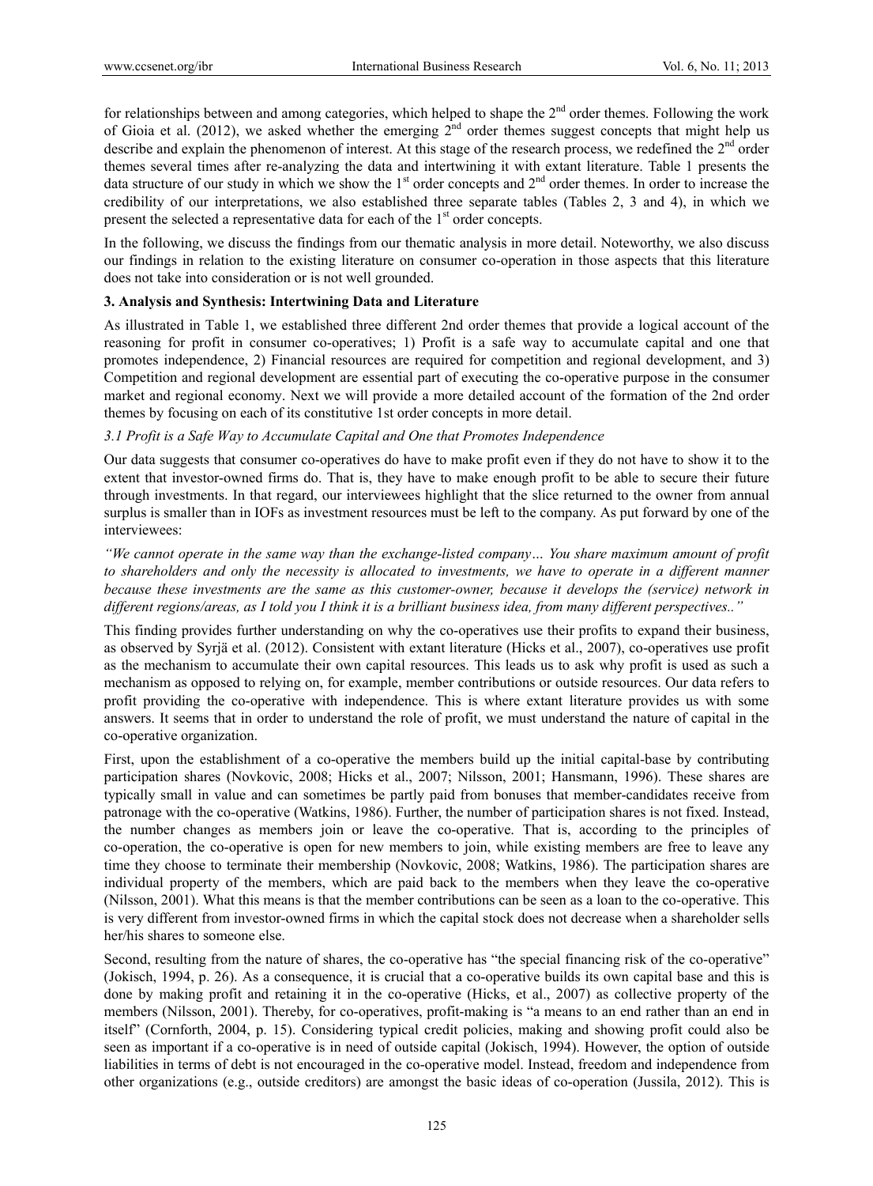for relationships between and among categories, which helped to shape the 2nd order themes. Following the work of Gioia et al. (2012), we asked whether the emerging 2nd order themes suggest concepts that might help us describe and explain the phenomenon of interest. At this stage of the research process, we redefined the 2nd order themes several times after re-analyzing the data and intertwining it with extant literature. Table 1 presents the data structure of our study in which we show the 1st order concepts and 2nd order themes. In order to increase the credibility of our interpretations, we also established three separate tables (Tables 2, 3 and 4), in which we present the selected a representative data for each of the 1st order concepts.

In the following, we discuss the findings from our thematic analysis in more detail. Noteworthy, we also discuss our findings in relation to the existing literature on consumer co-operation in those aspects that this literature does not take into consideration or is not well grounded.

## 3. Analysis and Synthesis: Intertwining Data and Literature

As illustrated in Table 1, we established three different 2nd order themes that provide a logical account of the reasoning for profit in consumer co-operatives; 1) Profit is a safe way to accumulate capital and one that promotes independence, 2) Financial resources are required for competition and regional development, and 3) Competition and regional development are essential part of executing the co-operative purpose in the consumer market and regional economy. Next we will provide a more detailed account of the formation of the 2nd order themes by focusing on each of its constitutive 1st order concepts in more detail.

### *3.1 Profit is a Safe Way to Accumulate Capital and One that Promotes Independence*

Our data suggests that consumer co-operatives do have to make profit even if they do not have to show it to the extent that investor-owned firms do. That is, they have to make enough profit to be able to secure their future through investments. In that regard, our interviewees highlight that the slice returned to the owner from annual surplus is smaller than in IOFs as investment resources must be left to the company. As put forward by one of the interviewees:

*"We cannot operate in the same way than the exchange-listed company… You share maximum amount of profit to shareholders and only the necessity is allocated to investments, we have to operate in a different manner because these investments are the same as this customer-owner, because it develops the (service) network in different regions/areas, as I told you I think it is a brilliant business idea, from many different perspectives.."*

This finding provides further understanding on why the co-operatives use their profits to expand their business, as observed by Syrjä et al. (2012). Consistent with extant literature (Hicks et al., 2007), co-operatives use profit as the mechanism to accumulate their own capital resources. This leads us to ask why profit is used as such a mechanism as opposed to relying on, for example, member contributions or outside resources. Our data refers to profit providing the co-operative with independence. This is where extant literature provides us with some answers. It seems that in order to understand the role of profit, we must understand the nature of capital in the co-operative organization.

First, upon the establishment of a co-operative the members build up the initial capital-base by contributing participation shares (Novkovic, 2008; Hicks et al., 2007; Nilsson, 2001; Hansmann, 1996). These shares are typically small in value and can sometimes be partly paid from bonuses that member-candidates receive from patronage with the co-operative (Watkins, 1986). Further, the number of participation shares is not fixed. Instead, the number changes as members join or leave the co-operative. That is, according to the principles of co-operation, the co-operative is open for new members to join, while existing members are free to leave any time they choose to terminate their membership (Novkovic, 2008; Watkins, 1986). The participation shares are individual property of the members, which are paid back to the members when they leave the co-operative (Nilsson, 2001). What this means is that the member contributions can be seen as a loan to the co-operative. This is very different from investor-owned firms in which the capital stock does not decrease when a shareholder sells her/his shares to someone else.

Second, resulting from the nature of shares, the co-operative has "the special financing risk of the co-operative" (Jokisch, 1994, p. 26). As a consequence, it is crucial that a co-operative builds its own capital base and this is done by making profit and retaining it in the co-operative (Hicks, et al., 2007) as collective property of the members (Nilsson, 2001). Thereby, for co-operatives, profit-making is "a means to an end rather than an end in itself" (Cornforth, 2004, p. 15). Considering typical credit policies, making and showing profit could also be seen as important if a co-operative is in need of outside capital (Jokisch, 1994). However, the option of outside liabilities in terms of debt is not encouraged in the co-operative model. Instead, freedom and independence from other organizations (e.g., outside creditors) are amongst the basic ideas of co-operation (Jussila, 2012). This is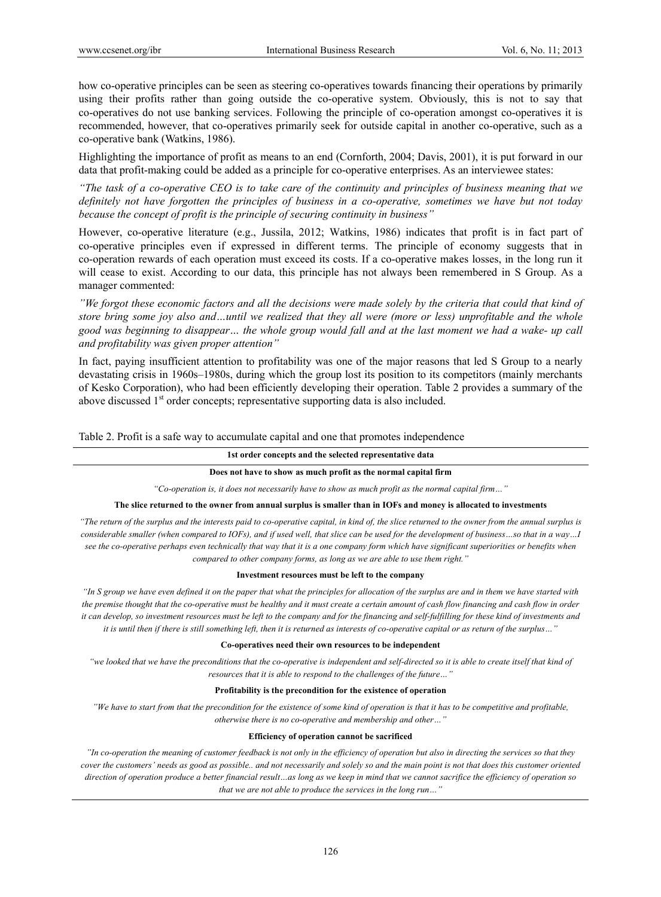how co-operative principles can be seen as steering co-operatives towards financing their operations by primarily using their profits rather than going outside the co-operative system. Obviously, this is not to say that co-operatives do not use banking services. Following the principle of co-operation amongst co-operatives it is recommended, however, that co-operatives primarily seek for outside capital in another co-operative, such as a co-operative bank (Watkins, 1986).

Highlighting the importance of profit as means to an end (Cornforth, 2004; Davis, 2001), it is put forward in our data that profit-making could be added as a principle for co-operative enterprises. As an interviewee states:

*"The task of a co-operative CEO is to take care of the continuity and principles of business meaning that we definitely not have forgotten the principles of business in a co-operative, sometimes we have but not today because the concept of profit is the principle of securing continuity in business"*

However, co-operative literature (e.g., Jussila, 2012; Watkins, 1986) indicates that profit is in fact part of co-operative principles even if expressed in different terms. The principle of economy suggests that in co-operation rewards of each operation must exceed its costs. If a co-operative makes losses, in the long run it will cease to exist. According to our data, this principle has not always been remembered in S Group. As a manager commented:

*"We forgot these economic factors and all the decisions were made solely by the criteria that could that kind of store bring some joy also and…until we realized that they all were (more or less) unprofitable and the whole good was beginning to disappear… the whole group would fall and at the last moment we had a wake- up call and profitability was given proper attention"*

In fact, paying insufficient attention to profitability was one of the major reasons that led S Group to a nearly devastating crisis in 1960s–1980s, during which the group lost its position to its competitors (mainly merchants of Kesko Corporation), who had been efficiently developing their operation. Table 2 provides a summary of the above discussed 1st order concepts; representative supporting data is also included.

Table 2. Profit is a safe way to accumulate capital and one that promotes independence

| 1st order concepts and the selected representative data |
|---|
| **Does not have to show as much profit as the normal capital firm** |
| *"Co-operation is, it does not necessarily have to show as much profit as the normal capital firm…"* |
| **The slice returned to the owner from annual surplus is smaller than in IOFs and money is allocated to investments** |
| *"The return of the surplus and the interests paid to co-operative capital, in kind of, the slice returned to the owner from the annual surplus is considerable smaller (when compared to IOFs), and if used well, that slice can be used for the development of business…so that in a way…I see the co-operative perhaps even technically that way that it is a one company form which have significant superiorities or benefits when compared to other company forms, as long as we are able to use them right."* |
| **Investment resources must be left to the company** |
| *"In S group we have even defined it on the paper that what the principles for allocation of the surplus are and in them we have started with the premise thought that the co-operative must be healthy and it must create a certain amount of cash flow financing and cash flow in order it can develop, so investment resources must be left to the company and for the financing and self-fulfilling for these kind of investments and it is until then if there is still something left, then it is returned as interests of co-operative capital or as return of the surplus…"* |
| **Co-operatives need their own resources to be independent** |
| *"we looked that we have the preconditions that the co-operative is independent and self-directed so it is able to create itself that kind of resources that it is able to respond to the challenges of the future…"* |
| **Profitability is the precondition for the existence of operation** |
| *"We have to start from that the precondition for the existence of some kind of operation is that it has to be competitive and profitable, otherwise there is no co-operative and membership and other…"* |
| **Efficiency of operation cannot be sacrificed** |
| *"In co-operation the meaning of customer feedback is not only in the efficiency of operation but also in directing the services so that they cover the customers' needs as good as possible.. and not necessarily and solely so and the main point is not that does this customer oriented direction of operation produce a better financial result…as long as we keep in mind that we cannot sacrifice the efficiency of operation so that we are not able to produce the services in the long run…"* |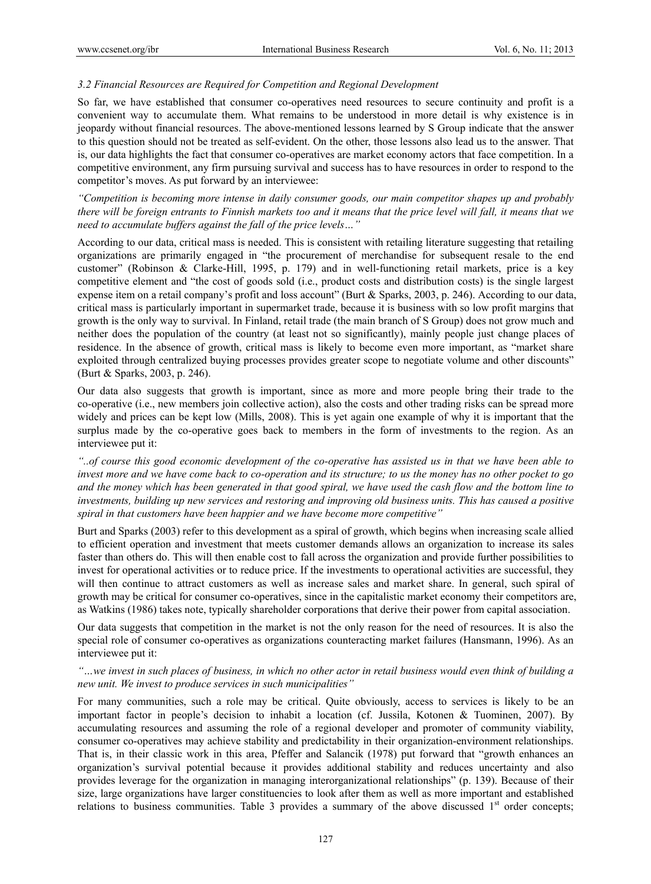### *3.2 Financial Resources are Required for Competition and Regional Development*

So far, we have established that consumer co-operatives need resources to secure continuity and profit is a convenient way to accumulate them. What remains to be understood in more detail is why existence is in jeopardy without financial resources. The above-mentioned lessons learned by S Group indicate that the answer to this question should not be treated as self-evident. On the other, those lessons also lead us to the answer. That is, our data highlights the fact that consumer co-operatives are market economy actors that face competition. In a competitive environment, any firm pursuing survival and success has to have resources in order to respond to the competitor's moves. As put forward by an interviewee:

*"Competition is becoming more intense in daily consumer goods, our main competitor shapes up and probably there will be foreign entrants to Finnish markets too and it means that the price level will fall, it means that we need to accumulate buffers against the fall of the price levels…"*

According to our data, critical mass is needed. This is consistent with retailing literature suggesting that retailing organizations are primarily engaged in "the procurement of merchandise for subsequent resale to the end customer" (Robinson & Clarke-Hill, 1995, p. 179) and in well-functioning retail markets, price is a key competitive element and "the cost of goods sold (i.e., product costs and distribution costs) is the single largest expense item on a retail company's profit and loss account" (Burt & Sparks, 2003, p. 246). According to our data, critical mass is particularly important in supermarket trade, because it is business with so low profit margins that growth is the only way to survival. In Finland, retail trade (the main branch of S Group) does not grow much and neither does the population of the country (at least not so significantly), mainly people just change places of residence. In the absence of growth, critical mass is likely to become even more important, as "market share exploited through centralized buying processes provides greater scope to negotiate volume and other discounts" (Burt & Sparks, 2003, p. 246).

Our data also suggests that growth is important, since as more and more people bring their trade to the co-operative (i.e., new members join collective action), also the costs and other trading risks can be spread more widely and prices can be kept low (Mills, 2008). This is yet again one example of why it is important that the surplus made by the co-operative goes back to members in the form of investments to the region. As an interviewee put it:

*"..of course this good economic development of the co-operative has assisted us in that we have been able to invest more and we have come back to co-operation and its structure; to us the money has no other pocket to go and the money which has been generated in that good spiral, we have used the cash flow and the bottom line to investments, building up new services and restoring and improving old business units. This has caused a positive spiral in that customers have been happier and we have become more competitive"*

Burt and Sparks (2003) refer to this development as a spiral of growth, which begins when increasing scale allied to efficient operation and investment that meets customer demands allows an organization to increase its sales faster than others do. This will then enable cost to fall across the organization and provide further possibilities to invest for operational activities or to reduce price. If the investments to operational activities are successful, they will then continue to attract customers as well as increase sales and market share. In general, such spiral of growth may be critical for consumer co-operatives, since in the capitalistic market economy their competitors are, as Watkins (1986) takes note, typically shareholder corporations that derive their power from capital association.

Our data suggests that competition in the market is not the only reason for the need of resources. It is also the special role of consumer co-operatives as organizations counteracting market failures (Hansmann, 1996). As an interviewee put it:

*"…we invest in such places of business, in which no other actor in retail business would even think of building a new unit. We invest to produce services in such municipalities"*

For many communities, such a role may be critical. Quite obviously, access to services is likely to be an important factor in people's decision to inhabit a location (cf. Jussila, Kotonen & Tuominen, 2007). By accumulating resources and assuming the role of a regional developer and promoter of community viability, consumer co-operatives may achieve stability and predictability in their organization-environment relationships. That is, in their classic work in this area, Pfeffer and Salancik (1978) put forward that "growth enhances an organization's survival potential because it provides additional stability and reduces uncertainty and also provides leverage for the organization in managing interorganizational relationships" (p. 139). Because of their size, large organizations have larger constituencies to look after them as well as more important and established relations to business communities. Table 3 provides a summary of the above discussed 1st order concepts;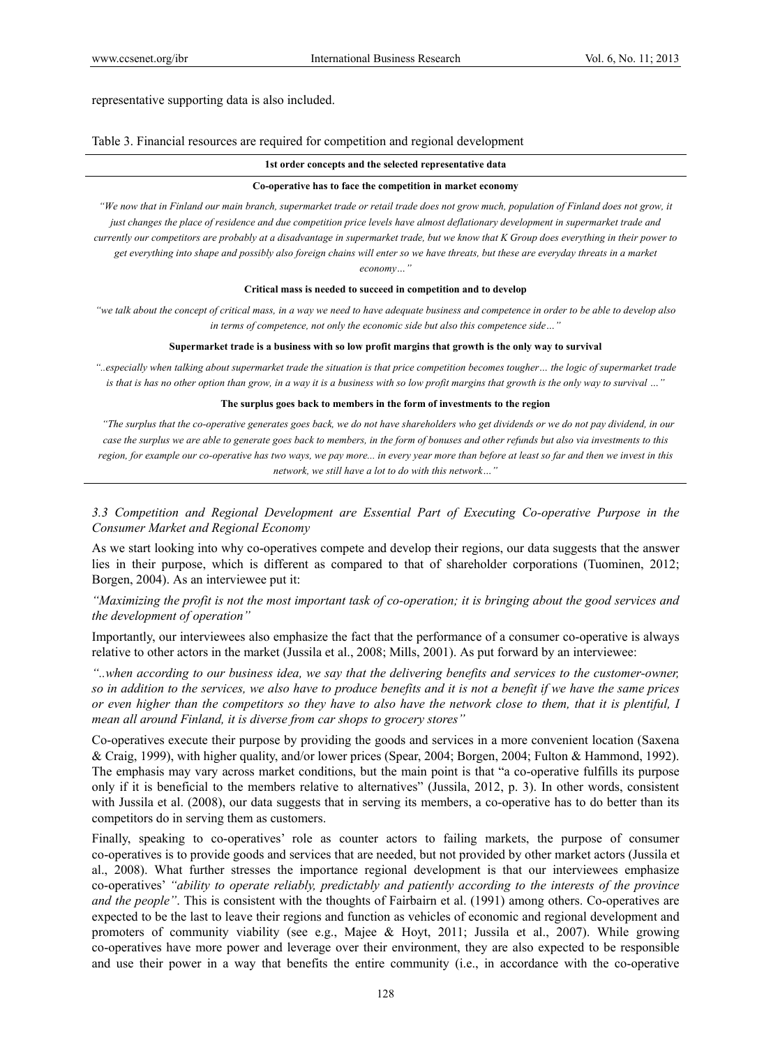representative supporting data is also included.

Table 3. Financial resources are required for competition and regional development

| 1st order concepts and the selected representative data |
|---|
| **Co-operative has to face the competition in market economy** |
| *"We now that in Finland our main branch, supermarket trade or retail trade does not grow much, population of Finland does not grow, it just changes the place of residence and due competition price levels have almost deflationary development in supermarket trade and currently our competitors are probably at a disadvantage in supermarket trade, but we know that K Group does everything in their power to get everything into shape and possibly also foreign chains will enter so we have threats, but these are everyday threats in a market economy…"* |
| **Critical mass is needed to succeed in competition and to develop** |
| *"we talk about the concept of critical mass, in a way we need to have adequate business and competence in order to be able to develop also in terms of competence, not only the economic side but also this competence side…"* |
| **Supermarket trade is a business with so low profit margins that growth is the only way to survival** |
| *"..especially when talking about supermarket trade the situation is that price competition becomes tougher… the logic of supermarket trade is that is has no other option than grow, in a way it is a business with so low profit margins that growth is the only way to survival …"* |
| **The surplus goes back to members in the form of investments to the region** |
| *"The surplus that the co-operative generates goes back, we do not have shareholders who get dividends or we do not pay dividend, in our case the surplus we are able to generate goes back to members, in the form of bonuses and other refunds but also via investments to this region, for example our co-operative has two ways, we pay more... in every year more than before at least so far and then we invest in this network, we still have a lot to do with this network…"* |

### *3.3 Competition and Regional Development are Essential Part of Executing Co-operative Purpose in the Consumer Market and Regional Economy*

As we start looking into why co-operatives compete and develop their regions, our data suggests that the answer lies in their purpose, which is different as compared to that of shareholder corporations (Tuominen, 2012; Borgen, 2004). As an interviewee put it:

*"Maximizing the profit is not the most important task of co-operation; it is bringing about the good services and the development of operation"*

Importantly, our interviewees also emphasize the fact that the performance of a consumer co-operative is always relative to other actors in the market (Jussila et al., 2008; Mills, 2001). As put forward by an interviewee:

*"..when according to our business idea, we say that the delivering benefits and services to the customer-owner, so in addition to the services, we also have to produce benefits and it is not a benefit if we have the same prices or even higher than the competitors so they have to also have the network close to them, that it is plentiful, I mean all around Finland, it is diverse from car shops to grocery stores"*

Co-operatives execute their purpose by providing the goods and services in a more convenient location (Saxena & Craig, 1999), with higher quality, and/or lower prices (Spear, 2004; Borgen, 2004; Fulton & Hammond, 1992). The emphasis may vary across market conditions, but the main point is that "a co-operative fulfills its purpose only if it is beneficial to the members relative to alternatives" (Jussila, 2012, p. 3). In other words, consistent with Jussila et al. (2008), our data suggests that in serving its members, a co-operative has to do better than its competitors do in serving them as customers.

Finally, speaking to co-operatives' role as counter actors to failing markets, the purpose of consumer co-operatives is to provide goods and services that are needed, but not provided by other market actors (Jussila et al., 2008). What further stresses the importance regional development is that our interviewees emphasize co-operatives' *"ability to operate reliably, predictably and patiently according to the interests of the province and the people"*. This is consistent with the thoughts of Fairbairn et al. (1991) among others. Co-operatives are expected to be the last to leave their regions and function as vehicles of economic and regional development and promoters of community viability (see e.g., Majee & Hoyt, 2011; Jussila et al., 2007). While growing co-operatives have more power and leverage over their environment, they are also expected to be responsible and use their power in a way that benefits the entire community (i.e., in accordance with the co-operative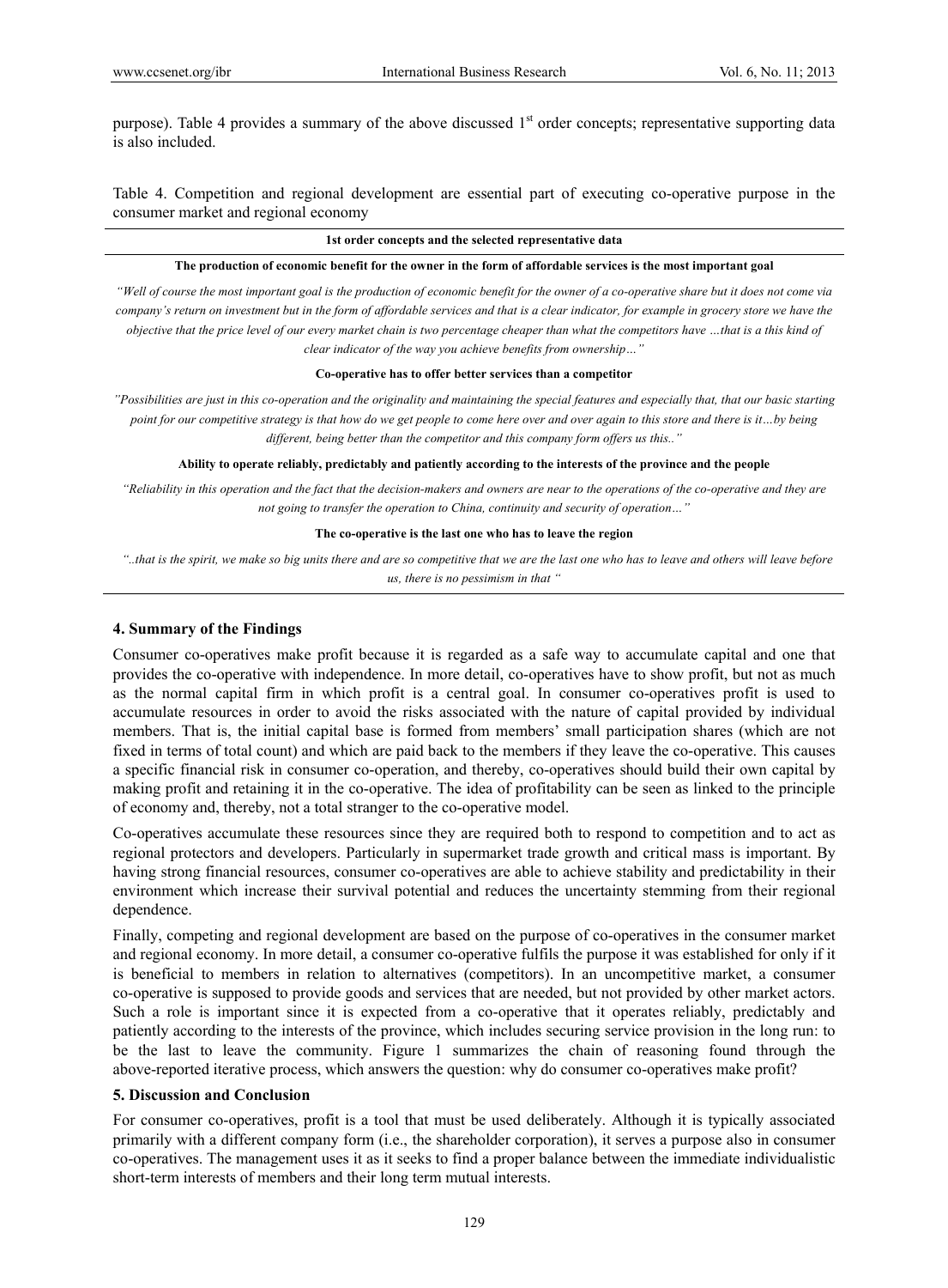purpose). Table 4 provides a summary of the above discussed 1st order concepts; representative supporting data is also included.

Table 4. Competition and regional development are essential part of executing co-operative purpose in the consumer market and regional economy

| **1st order concepts and the selected representative data** |
|---|
| **The production of economic benefit for the owner in the form of affordable services is the most important goal** |
| *"Well of course the most important goal is the production of economic benefit for the owner of a co-operative share but it does not come via company's return on investment but in the form of affordable services and that is a clear indicator, for example in grocery store we have the objective that the price level of our every market chain is two percentage cheaper than what the competitors have …that is a this kind of clear indicator of the way you achieve benefits from ownership…"* |
| **Co-operative has to offer better services than a competitor** |
| *"Possibilities are just in this co-operation and the originality and maintaining the special features and especially that, that our basic starting point for our competitive strategy is that how do we get people to come here over and over again to this store and there is it…by being different, being better than the competitor and this company form offers us this.."* |
| **Ability to operate reliably, predictably and patiently according to the interests of the province and the people** |
| *"Reliability in this operation and the fact that the decision-makers and owners are near to the operations of the co-operative and they are not going to transfer the operation to China, continuity and security of operation…"* |
| **The co-operative is the last one who has to leave the region** |
| *"..that is the spirit, we make so big units there and are so competitive that we are the last one who has to leave and others will leave before us, there is no pessimism in that "* |

## 4. Summary of the Findings

Consumer co-operatives make profit because it is regarded as a safe way to accumulate capital and one that provides the co-operative with independence. In more detail, co-operatives have to show profit, but not as much as the normal capital firm in which profit is a central goal. In consumer co-operatives profit is used to accumulate resources in order to avoid the risks associated with the nature of capital provided by individual members. That is, the initial capital base is formed from members' small participation shares (which are not fixed in terms of total count) and which are paid back to the members if they leave the co-operative. This causes a specific financial risk in consumer co-operation, and thereby, co-operatives should build their own capital by making profit and retaining it in the co-operative. The idea of profitability can be seen as linked to the principle of economy and, thereby, not a total stranger to the co-operative model.

Co-operatives accumulate these resources since they are required both to respond to competition and to act as regional protectors and developers. Particularly in supermarket trade growth and critical mass is important. By having strong financial resources, consumer co-operatives are able to achieve stability and predictability in their environment which increase their survival potential and reduces the uncertainty stemming from their regional dependence.

Finally, competing and regional development are based on the purpose of co-operatives in the consumer market and regional economy. In more detail, a consumer co-operative fulfils the purpose it was established for only if it is beneficial to members in relation to alternatives (competitors). In an uncompetitive market, a consumer co-operative is supposed to provide goods and services that are needed, but not provided by other market actors. Such a role is important since it is expected from a co-operative that it operates reliably, predictably and patiently according to the interests of the province, which includes securing service provision in the long run: to be the last to leave the community. Figure 1 summarizes the chain of reasoning found through the above-reported iterative process, which answers the question: why do consumer co-operatives make profit?

## 5. Discussion and Conclusion

For consumer co-operatives, profit is a tool that must be used deliberately. Although it is typically associated primarily with a different company form (i.e., the shareholder corporation), it serves a purpose also in consumer co-operatives. The management uses it as it seeks to find a proper balance between the immediate individualistic short-term interests of members and their long term mutual interests.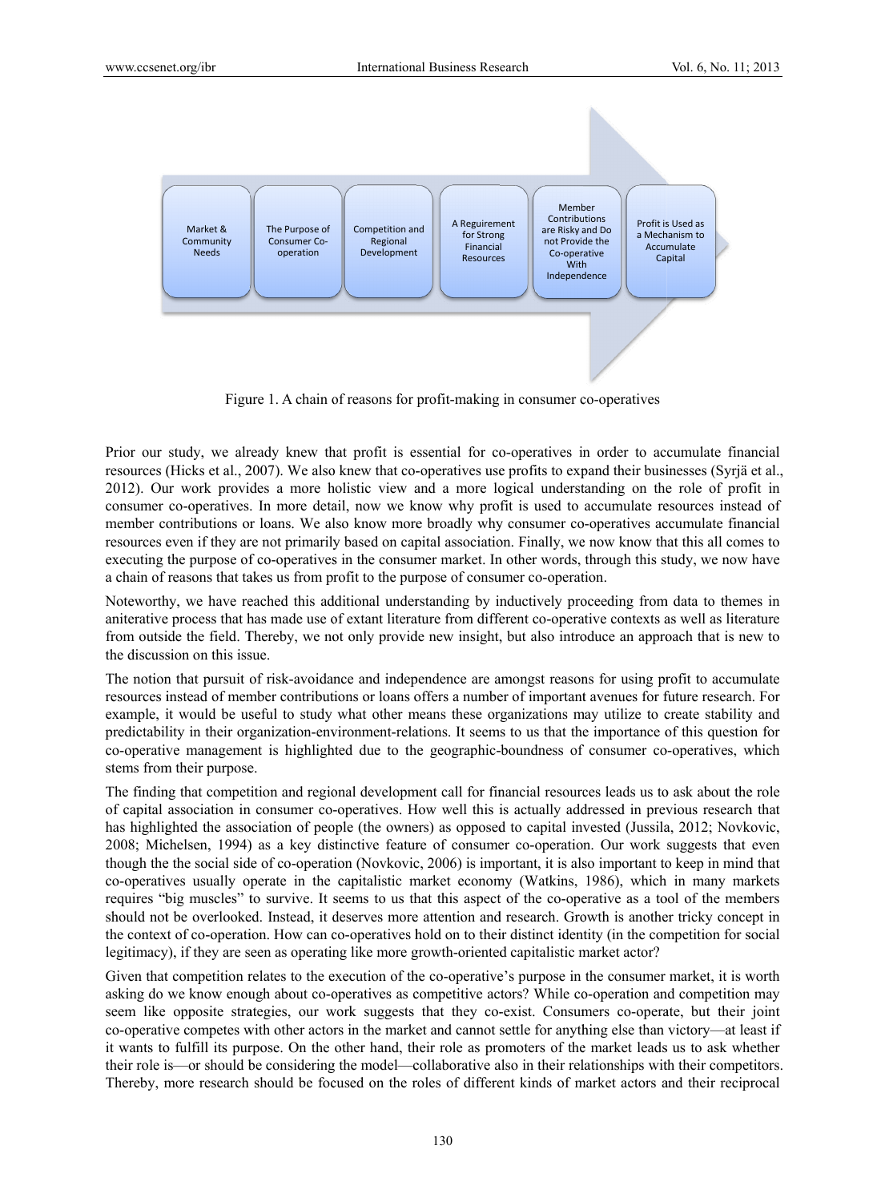Figure 1. A chain of reasons for profit-making in consumer co-operatives

Prior our study, we already knew that profit is essential for co-operatives in order to accumulate financial resources (Hicks et al., 2007). We also knew that co-operatives use profits to expand their businesses (Syrjä et al., 2012). Our work provides a more holistic view and a more logical understanding on the role of profit in consumer co-operatives. In more detail, now we know why profit is used to accumulate resources instead of member contributions or loans. We also know more broadly why consumer co-operatives accumulate financial resources even if they are not primarily based on capital association. Finally, we now know that this all comes to executing the purpose of co-operatives in the consumer market. In other words, through this study, we now have a chain of reasons that takes us from profit to the purpose of consumer co-operation.

Noteworthy, we have reached this additional understanding by inductively proceeding from data to themes in aniterative process that has made use of extant literature from different co-operative contexts as well as literature from outside the field. Thereby, we not only provide new insight, but also introduce an approach that is new to the discussion on this issue.

The notion that pursuit of risk-avoidance and independence are amongst reasons for using profit to accumulate resources instead of member contributions or loans offers a number of important avenues for future research. For example, it would be useful to study what other means these organizations may utilize to create stability and predictability in their organization-environment-relations. It seems to us that the importance of this question for co-operative management is highlighted due to the geographic-boundness of consumer co-operatives, which stems from their purpose.

The finding that competition and regional development call for financial resources leads us to ask about the role of capital association in consumer co-operatives. How well this is actually addressed in previous research that has highlighted the association of people (the owners) as opposed to capital invested (Jussila, 2012; Novkovic, 2008; Michelsen, 1994) as a key distinctive feature of consumer co-operation. Our work suggests that even though the the social side of co-operation (Novkovic, 2006) is important, it is also important to keep in mind that co-operatives usually operate in the capitalistic market economy (Watkins, 1986), which in many markets requires "big muscles" to survive. It seems to us that this aspect of the co-operative as a tool of the members should not be overlooked. Instead, it deserves more attention and research. Growth is another tricky concept in the context of co-operation. How can co-operatives hold on to their distinct identity (in the competition for social legitimacy), if they are seen as operating like more growth-oriented capitalistic market actor?

Given that competition relates to the execution of the co-operative's purpose in the consumer market, it is worth asking do we know enough about co-operatives as competitive actors? While co-operation and competition may seem like opposite strategies, our work suggests that they co-exist. Consumers co-operate, but their joint co-operative competes with other actors in the market and cannot settle for anything else than victory—at least if it wants to fulfill its purpose. On the other hand, their role as promoters of the market leads us to ask whether their role is—or should be considering the model—collaborative also in their relationships with their competitors. Thereby, more research should be focused on the roles of different kinds of market actors and their reciprocal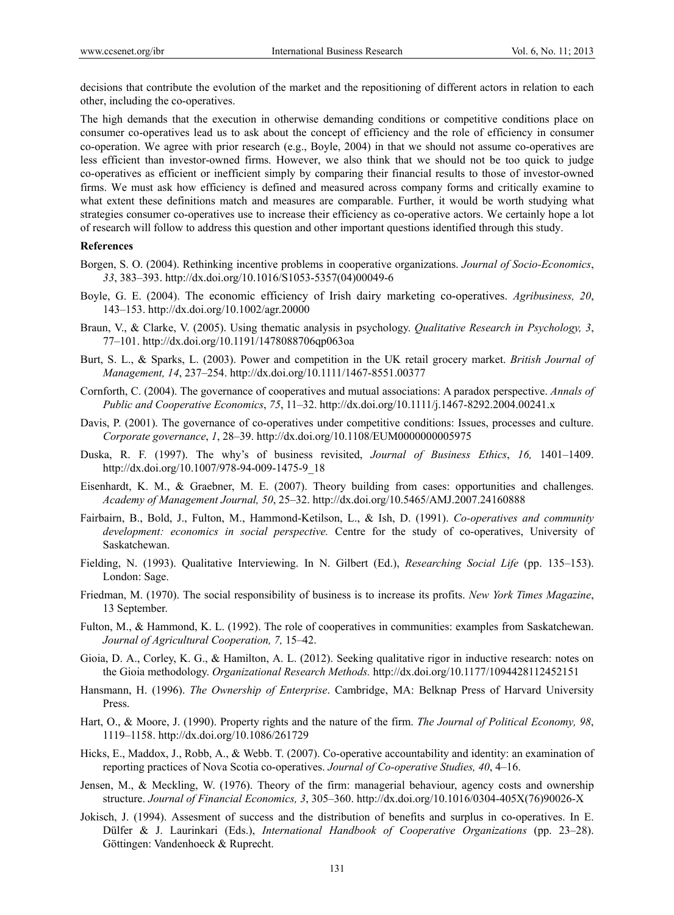decisions that contribute the evolution of the market and the repositioning of different actors in relation to each other, including the co-operatives.

The high demands that the execution in otherwise demanding conditions or competitive conditions place on consumer co-operatives lead us to ask about the concept of efficiency and the role of efficiency in consumer co-operation. We agree with prior research (e.g., Boyle, 2004) in that we should not assume co-operatives are less efficient than investor-owned firms. However, we also think that we should not be too quick to judge co-operatives as efficient or inefficient simply by comparing their financial results to those of investor-owned firms. We must ask how efficiency is defined and measured across company forms and critically examine to what extent these definitions match and measures are comparable. Further, it would be worth studying what strategies consumer co-operatives use to increase their efficiency as co-operative actors. We certainly hope a lot of research will follow to address this question and other important questions identified through this study.

**References**

Borgen, S. O. (2004). Rethinking incentive problems in cooperative organizations. *Journal of Socio-Economics*, *33*, 383–393. http://dx.doi.org/10.1016/S1053-5357(04)00049-6

Boyle, G. E. (2004). The economic efficiency of Irish dairy marketing co-operatives. *Agribusiness, 20*, 143–153. http://dx.doi.org/10.1002/agr.20000

Braun, V., & Clarke, V. (2005). Using thematic analysis in psychology. *Qualitative Research in Psychology, 3*, 77–101. http://dx.doi.org/10.1191/1478088706qp063oa

Burt, S. L., & Sparks, L. (2003). Power and competition in the UK retail grocery market. *British Journal of Management, 14*, 237–254. http://dx.doi.org/10.1111/1467-8551.00377

Cornforth, C. (2004). The governance of cooperatives and mutual associations: A paradox perspective. *Annals of Public and Cooperative Economics*, *75*, 11–32. http://dx.doi.org/10.1111/j.1467-8292.2004.00241.x

Davis, P. (2001). The governance of co-operatives under competitive conditions: Issues, processes and culture. *Corporate governance*, *1*, 28–39. http://dx.doi.org/10.1108/EUM0000000005975

Duska, R. F. (1997). The why's of business revisited, *Journal of Business Ethics*, *16,* 1401–1409. http://dx.doi.org/10.1007/978-94-009-1475-9_18

Eisenhardt, K. M., & Graebner, M. E. (2007). Theory building from cases: opportunities and challenges. *Academy of Management Journal, 50*, 25–32. http://dx.doi.org/10.5465/AMJ.2007.24160888

Fairbairn, B., Bold, J., Fulton, M., Hammond-Ketilson, L., & Ish, D. (1991). *Co-operatives and community development: economics in social perspective.* Centre for the study of co-operatives, University of Saskatchewan.

Fielding, N. (1993). Qualitative Interviewing. In N. Gilbert (Ed.), *Researching Social Life* (pp. 135–153). London: Sage.

Friedman, M. (1970). The social responsibility of business is to increase its profits. *New York Times Magazine*, 13 September.

Fulton, M., & Hammond, K. L. (1992). The role of cooperatives in communities: examples from Saskatchewan. *Journal of Agricultural Cooperation, 7,* 15–42.

Gioia, D. A., Corley, K. G., & Hamilton, A. L. (2012). Seeking qualitative rigor in inductive research: notes on the Gioia methodology. *Organizational Research Methods.* http://dx.doi.org/10.1177/1094428112452151

Hansmann, H. (1996). *The Ownership of Enterprise*. Cambridge, MA: Belknap Press of Harvard University Press.

Hart, O., & Moore, J. (1990). Property rights and the nature of the firm. *The Journal of Political Economy, 98*, 1119–1158. http://dx.doi.org/10.1086/261729

Hicks, E., Maddox, J., Robb, A., & Webb. T. (2007). Co-operative accountability and identity: an examination of reporting practices of Nova Scotia co-operatives. *Journal of Co-operative Studies, 40*, 4–16.

Jensen, M., & Meckling, W. (1976). Theory of the firm: managerial behaviour, agency costs and ownership structure. *Journal of Financial Economics, 3*, 305–360. http://dx.doi.org/10.1016/0304-405X(76)90026-X

Jokisch, J. (1994). Assesment of success and the distribution of benefits and surplus in co-operatives. In E. Dülfer & J. Laurinkari (Eds.), *International Handbook of Cooperative Organizations* (pp. 23–28). Göttingen: Vandenhoeck & Ruprecht.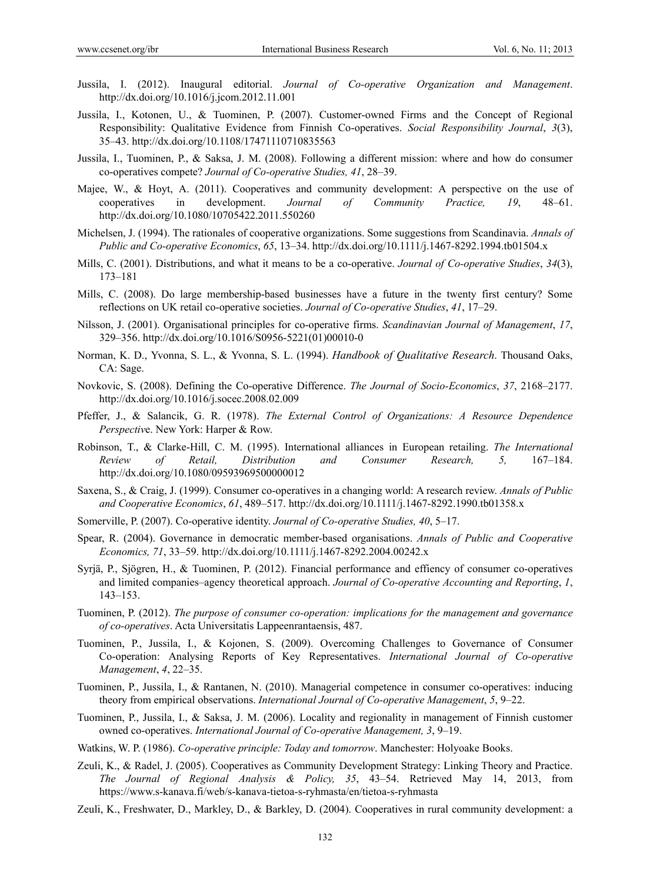Jussila, I. (2012). Inaugural editorial. *Journal of Co-operative Organization and Management*. http://dx.doi.org/10.1016/j.jcom.2012.11.001

Jussila, I., Kotonen, U., & Tuominen, P. (2007). Customer-owned Firms and the Concept of Regional Responsibility: Qualitative Evidence from Finnish Co-operatives. *Social Responsibility Journal*, *3*(3), 35–43. http://dx.doi.org/10.1108/17471110710835563

Jussila, I., Tuominen, P., & Saksa, J. M. (2008). Following a different mission: where and how do consumer co-operatives compete? *Journal of Co-operative Studies, 41*, 28–39.

Majee, W., & Hoyt, A. (2011). Cooperatives and community development: A perspective on the use of cooperatives in development. *Journal of Community Practice, 19*, 48–61. http://dx.doi.org/10.1080/10705422.2011.550260

Michelsen, J. (1994). The rationales of cooperative organizations. Some suggestions from Scandinavia. *Annals of Public and Co-operative Economics*, *65*, 13–34. http://dx.doi.org/10.1111/j.1467-8292.1994.tb01504.x

Mills, C. (2001). Distributions, and what it means to be a co-operative. *Journal of Co-operative Studies*, *34*(3), 173–181

Mills, C. (2008). Do large membership-based businesses have a future in the twenty first century? Some reflections on UK retail co-operative societies. *Journal of Co-operative Studies*, *41*, 17–29.

Nilsson, J. (2001). Organisational principles for co-operative firms. *Scandinavian Journal of Management*, *17*, 329–356. http://dx.doi.org/10.1016/S0956-5221(01)00010-0

Norman, K. D., Yvonna, S. L., & Yvonna, S. L. (1994). *Handbook of Qualitative Research*. Thousand Oaks, CA: Sage.

Novkovic, S. (2008). Defining the Co-operative Difference. *The Journal of Socio-Economics*, *37*, 2168–2177. http://dx.doi.org/10.1016/j.socec.2008.02.009

Pfeffer, J., & Salancik, G. R. (1978). *The External Control of Organizations: A Resource Dependence Perspectiv*e. New York: Harper & Row.

Robinson, T., & Clarke-Hill, C. M. (1995). International alliances in European retailing. *The International Review of Retail, Distribution and Consumer Research, 5,* 167–184. http://dx.doi.org/10.1080/09593969500000012

Saxena, S., & Craig, J. (1999). Consumer co-operatives in a changing world: A research review. *Annals of Public and Cooperative Economics*, *61*, 489–517. http://dx.doi.org/10.1111/j.1467-8292.1990.tb01358.x

Somerville, P. (2007). Co-operative identity. *Journal of Co-operative Studies, 40*, 5–17.

Spear, R. (2004). Governance in democratic member-based organisations. *Annals of Public and Cooperative Economics, 71*, 33–59. http://dx.doi.org/10.1111/j.1467-8292.2004.00242.x

Syrjä, P., Sjögren, H., & Tuominen, P. (2012). Financial performance and effiency of consumer co-operatives and limited companies–agency theoretical approach. *Journal of Co-operative Accounting and Reporting*, *1*, 143–153.

Tuominen, P. (2012). *The purpose of consumer co-operation: implications for the management and governance of co-operatives*. Acta Universitatis Lappeenrantaensis, 487.

Tuominen, P., Jussila, I., & Kojonen, S. (2009). Overcoming Challenges to Governance of Consumer Co-operation: Analysing Reports of Key Representatives. *International Journal of Co-operative Management*, *4*, 22–35.

Tuominen, P., Jussila, I., & Rantanen, N. (2010). Managerial competence in consumer co-operatives: inducing theory from empirical observations. *International Journal of Co-operative Management*, *5*, 9–22.

Tuominen, P., Jussila, I., & Saksa, J. M. (2006). Locality and regionality in management of Finnish customer owned co-operatives. *International Journal of Co-operative Management, 3*, 9–19.

Watkins, W. P. (1986). *Co-operative principle: Today and tomorrow*. Manchester: Holyoake Books.

Zeuli, K., & Radel, J. (2005). Cooperatives as Community Development Strategy: Linking Theory and Practice. *The Journal of Regional Analysis & Policy, 35*, 43–54. Retrieved May 14, 2013, from https://www.s-kanava.fi/web/s-kanava-tietoa-s-ryhmasta/en/tietoa-s-ryhmasta

Zeuli, K., Freshwater, D., Markley, D., & Barkley, D. (2004). Cooperatives in rural community development: a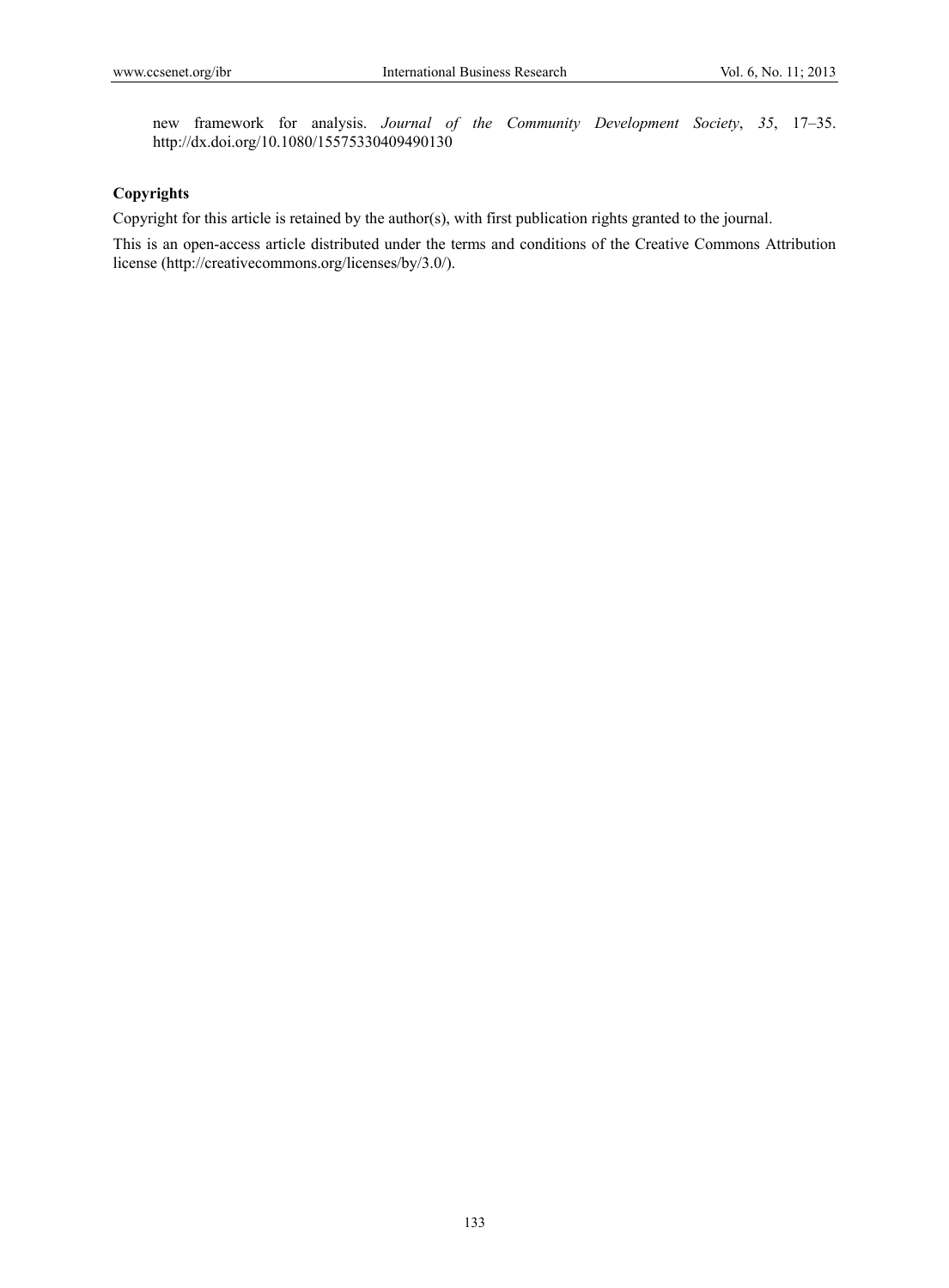new framework for analysis. *Journal of the Community Development Society*, *35*, 17–35. http://dx.doi.org/10.1080/15575330409490130

## Copyrights

Copyright for this article is retained by the author(s), with first publication rights granted to the journal.

This is an open-access article distributed under the terms and conditions of the Creative Commons Attribution license (http://creativecommons.org/licenses/by/3.0/).